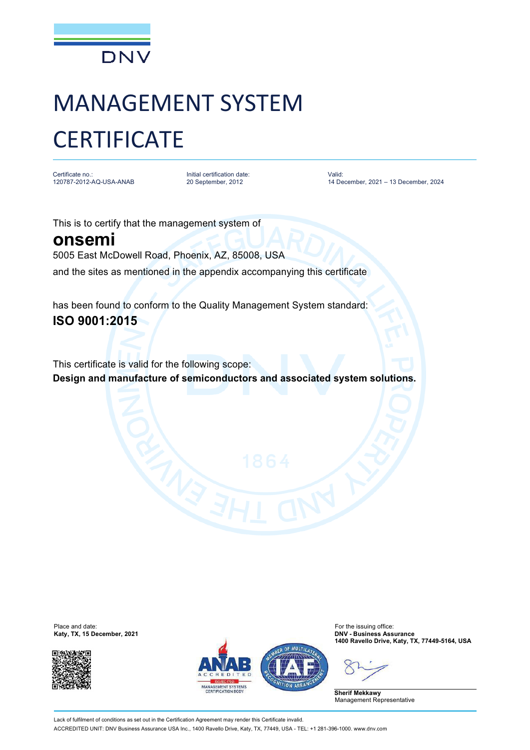DNV

# MANAGEMENT SYSTEM CERTIFICATE

| Certificate no.: | Initial certification date: | Valid: |
| --- | --- | --- |
| 120787-2012-AQ-USA-ANAB | 20 September, 2012 | 14 December, 2021 – 13 December, 2024 |

This is to certify that the management system of

**onsemi**

5005 East McDowell Road, Phoenix, AZ, 85008, USA

and the sites as mentioned in the appendix accompanying this certificate

has been found to conform to the Quality Management System standard:

**ISO 9001:2015**

This certificate is valid for the following scope:

**Design and manufacture of semiconductors and associated system solutions.**

Place and date:
**Katy, TX, 15 December, 2021**

For the issuing office:
**DNV - Business Assurance**
**1400 Ravello Drive, Katy, TX, 77449-5164, USA**

**Sherif Mekkawy**
Management Representative

Lack of fulfilment of conditions as set out in the Certification Agreement may render this Certificate invalid.

ACCREDITED UNIT: DNV Business Assurance USA Inc., 1400 Ravello Drive, Katy, TX, 77449, USA - TEL: +1 281-396-1000. www.dnv.com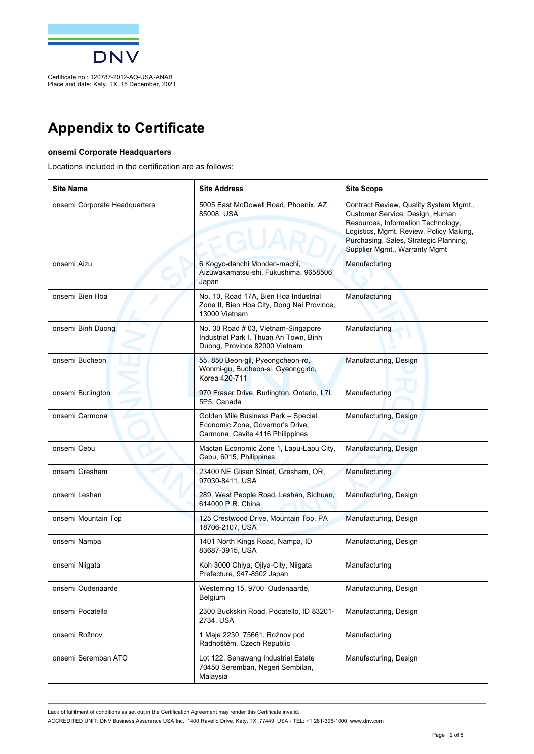Certificate no.: 120787-2012-AQ-USA-ANAB
Place and date: Katy, TX, 15 December, 2021

# Appendix to Certificate

**onsemi Corporate Headquarters**

Locations included in the certification are as follows:

| Site Name | Site Address | Site Scope |
|---|---|---|
| onsemi Corporate Headquarters | 5005 East McDowell Road, Phoenix, AZ, 85008, USA | Contract Review, Quality System Mgmt., Customer Service, Design, Human Resources, Information Technology, Logistics, Mgmt. Review, Policy Making, Purchasing, Sales, Strategic Planning, Supplier Mgmt., Warranty Mgmt |
| onsemi Aizu | 6 Kogyo-danchi Monden-machi, Aizuwakamatsu-shi, Fukushima, 9658506 Japan | Manufacturing |
| onsemi Bien Hoa | No. 10, Road 17A, Bien Hoa Industrial Zone II, Bien Hoa City, Dong Nai Province, 13000 Vietnam | Manufacturing |
| onsemi Binh Duong | No. 30 Road # 03, Vietnam-Singapore Industrial Park I, Thuan An Town, Binh Duong, Province 82000 Vietnam | Manufacturing |
| onsemi Bucheon | 55, 850 Beon-gil, Pyeongcheon-ro, Wonmi-gu, Bucheon-si, Gyeonggido, Korea 420-711 | Manufacturing, Design |
| onsemi Burlington | 970 Fraser Drive, Burlington, Ontario, L7L 5P5, Canada | Manufacturing |
| onsemi Carmona | Golden Mile Business Park – Special Economic Zone, Governor's Drive, Carmona, Cavite 4116 Philippines | Manufacturing, Design |
| onsemi Cebu | Mactan Economic Zone 1, Lapu-Lapu City, Cebu, 6015, Philippines | Manufacturing, Design |
| onsemi Gresham | 23400 NE Glisan Street, Gresham, OR, 97030-8411, USA | Manufacturing |
| onsemi Leshan | 289, West People Road, Leshan, Sichuan, 614000 P.R. China | Manufacturing, Design |
| onsemi Mountain Top | 125 Crestwood Drive, Mountain Top, PA 18706-2107, USA | Manufacturing, Design |
| onsemi Nampa | 1401 North Kings Road, Nampa, ID 83687-3915, USA | Manufacturing, Design |
| onsemi Niigata | Koh 3000 Chiya, Ojiya-City, Niigata Prefecture, 947-8502 Japan | Manufacturing |
| onsemi Oudenaarde | Westerring 15, 9700 Oudenaarde, Belgium | Manufacturing, Design |
| onsemi Pocatello | 2300 Buckskin Road, Pocatello, ID 83201-2734, USA | Manufacturing, Design |
| onsemi Rožnov | 1 Maje 2230, 75661, Rožnov pod Radhoštěm, Czech Republic | Manufacturing |
| onsemi Seremban ATO | Lot 122, Senawang Industrial Estate 70450 Seremban, Negeri Sembilan, Malaysia | Manufacturing, Design |

Lack of fulfilment of conditions as set out in the Certification Agreement may render this Certificate invalid.
ACCREDITED UNIT: DNV Business Assurance USA Inc., 1400 Ravello Drive, Katy, TX, 77449, USA - TEL: +1 281-396-1000. www.dnv.com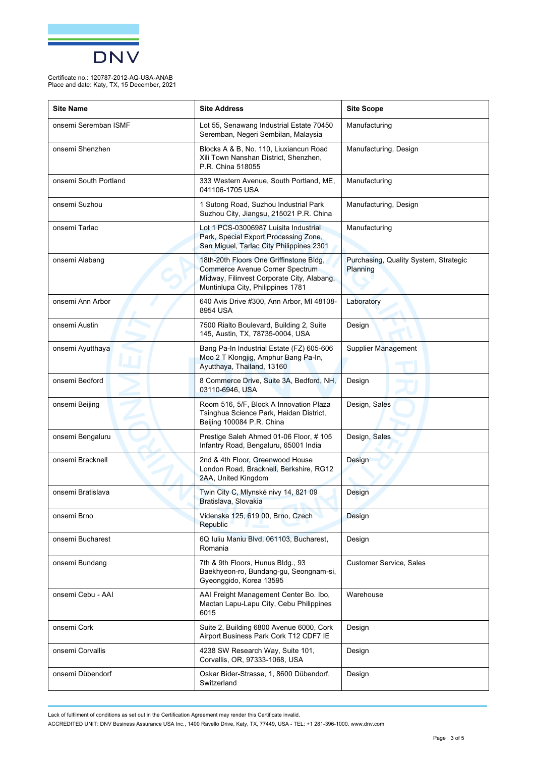Certificate no.: 120787-2012-AQ-USA-ANAB
Place and date: Katy, TX, 15 December, 2021

| Site Name | Site Address | Site Scope |
|---|---|---|
| onsemi Seremban ISMF | Lot 55, Senawang Industrial Estate 70450 Seremban, Negeri Sembilan, Malaysia | Manufacturing |
| onsemi Shenzhen | Blocks A & B, No. 110, Liuxiancun Road Xili Town Nanshan District, Shenzhen, P.R. China 518055 | Manufacturing, Design |
| onsemi South Portland | 333 Western Avenue, South Portland, ME, 041106-1705 USA | Manufacturing |
| onsemi Suzhou | 1 Sutong Road, Suzhou Industrial Park Suzhou City, Jiangsu, 215021 P.R. China | Manufacturing, Design |
| onsemi Tarlac | Lot 1 PCS-03006987 Luisita Industrial Park, Special Export Processing Zone, San Miguel, Tarlac City Philippines 2301 | Manufacturing |
| onsemi Alabang | 18th-20th Floors One Griffinstone Bldg, Commerce Avenue Corner Spectrum Midway, Filinvest Corporate City, Alabang, Muntinlupa City, Philippines 1781 | Purchasing, Quality System, Strategic Planning |
| onsemi Ann Arbor | 640 Avis Drive #300, Ann Arbor, MI 48108-8954 USA | Laboratory |
| onsemi Austin | 7500 Rialto Boulevard, Building 2, Suite 145, Austin, TX, 78735-0004, USA | Design |
| onsemi Ayutthaya | Bang Pa-In Industrial Estate (FZ) 605-606 Moo 2 T Klongjig, Amphur Bang Pa-In, Ayutthaya, Thailand, 13160 | Supplier Management |
| onsemi Bedford | 8 Commerce Drive, Suite 3A, Bedford, NH, 03110-6946, USA | Design |
| onsemi Beijing | Room 516, 5/F, Block A Innovation Plaza Tsinghua Science Park, Haidan District, Beijing 100084 P.R. China | Design, Sales |
| onsemi Bengaluru | Prestige Saleh Ahmed 01-06 Floor, # 105 Infantry Road, Bengaluru, 65001 India | Design, Sales |
| onsemi Bracknell | 2nd & 4th Floor, Greenwood House London Road, Bracknell, Berkshire, RG12 2AA, United Kingdom | Design |
| onsemi Bratislava | Twin City C, Mlynské nivy 14, 821 09 Bratislava, Slovakia | Design |
| onsemi Brno | Videnska 125, 619 00, Brno, Czech Republic | Design |
| onsemi Bucharest | 6Q Iuliu Maniu Blvd, 061103, Bucharest, Romania | Design |
| onsemi Bundang | 7th & 9th Floors, Hunus Bldg., 93 Baekhyeon-ro, Bundang-gu, Seongnam-si, Gyeonggido, Korea 13595 | Customer Service, Sales |
| onsemi Cebu - AAI | AAI Freight Management Center Bo. Ibo, Mactan Lapu-Lapu City, Cebu Philippines 6015 | Warehouse |
| onsemi Cork | Suite 2, Building 6800 Avenue 6000, Cork Airport Business Park Cork T12 CDF7 IE | Design |
| onsemi Corvallis | 4238 SW Research Way, Suite 101, Corvallis, OR, 97333-1068, USA | Design |
| onsemi Dübendorf | Oskar Bider-Strasse, 1, 8600 Dübendorf, Switzerland | Design |

Lack of fulfilment of conditions as set out in the Certification Agreement may render this Certificate invalid.
ACCREDITED UNIT: DNV Business Assurance USA Inc., 1400 Ravello Drive, Katy, TX, 77449, USA - TEL: +1 281-396-1000. www.dnv.com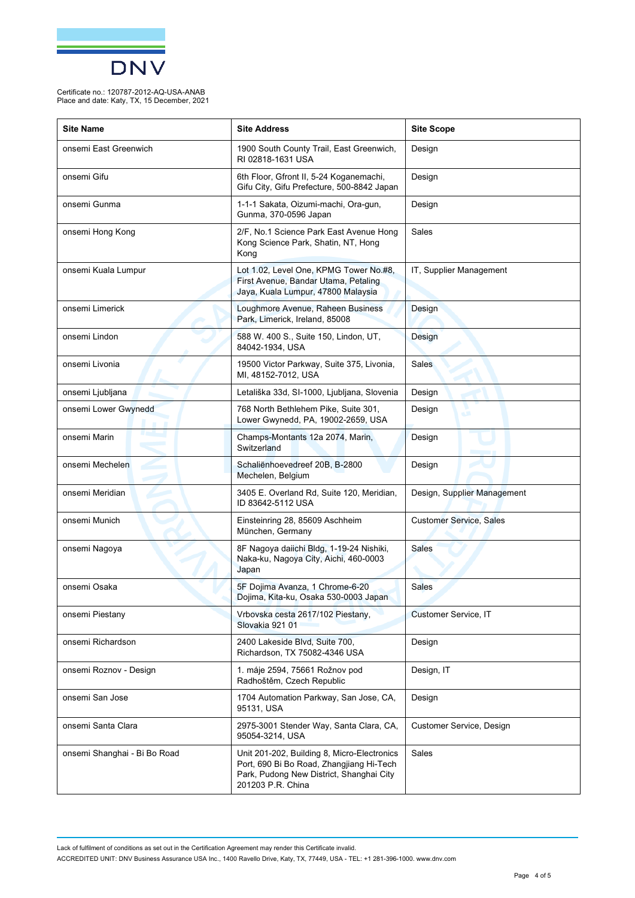Certificate no.: 120787-2012-AQ-USA-ANAB
Place and date: Katy, TX, 15 December, 2021

| Site Name | Site Address | Site Scope |
|---|---|---|
| onsemi East Greenwich | 1900 South County Trail, East Greenwich, RI 02818-1631 USA | Design |
| onsemi Gifu | 6th Floor, Gfront II, 5-24 Koganemachi, Gifu City, Gifu Prefecture, 500-8842 Japan | Design |
| onsemi Gunma | 1-1-1 Sakata, Oizumi-machi, Ora-gun, Gunma, 370-0596 Japan | Design |
| onsemi Hong Kong | 2/F, No.1 Science Park East Avenue Hong Kong Science Park, Shatin, NT, Hong Kong | Sales |
| onsemi Kuala Lumpur | Lot 1.02, Level One, KPMG Tower No.#8, First Avenue, Bandar Utama, Petaling Jaya, Kuala Lumpur, 47800 Malaysia | IT, Supplier Management |
| onsemi Limerick | Loughmore Avenue, Raheen Business Park, Limerick, Ireland, 85008 | Design |
| onsemi Lindon | 588 W. 400 S., Suite 150, Lindon, UT, 84042-1934, USA | Design |
| onsemi Livonia | 19500 Victor Parkway, Suite 375, Livonia, MI, 48152-7012, USA | Sales |
| onsemi Ljubljana | Letališka 33d, SI-1000, Ljubljana, Slovenia | Design |
| onsemi Lower Gwynedd | 768 North Bethlehem Pike, Suite 301, Lower Gwynedd, PA, 19002-2659, USA | Design |
| onsemi Marin | Champs-Montants 12a 2074, Marin, Switzerland | Design |
| onsemi Mechelen | Schaliënhoevedreef 20B, B-2800 Mechelen, Belgium | Design |
| onsemi Meridian | 3405 E. Overland Rd, Suite 120, Meridian, ID 83642-5112 USA | Design, Supplier Management |
| onsemi Munich | Einsteinring 28, 85609 Aschheim München, Germany | Customer Service, Sales |
| onsemi Nagoya | 8F Nagoya daiichi Bldg, 1-19-24 Nishiki, Naka-ku, Nagoya City, Aichi, 460-0003 Japan | Sales |
| onsemi Osaka | 5F Dojima Avanza, 1 Chrome-6-20 Dojima, Kita-ku, Osaka 530-0003 Japan | Sales |
| onsemi Piestany | Vrbovska cesta 2617/102 Piestany, Slovakia 921 01 | Customer Service, IT |
| onsemi Richardson | 2400 Lakeside Blvd, Suite 700, Richardson, TX 75082-4346 USA | Design |
| onsemi Roznov - Design | 1. máje 2594, 75661 Rožnov pod Radhoštěm, Czech Republic | Design, IT |
| onsemi San Jose | 1704 Automation Parkway, San Jose, CA, 95131, USA | Design |
| onsemi Santa Clara | 2975-3001 Stender Way, Santa Clara, CA, 95054-3214, USA | Customer Service, Design |
| onsemi Shanghai - Bi Bo Road | Unit 201-202, Building 8, Micro-Electronics Port, 690 Bi Bo Road, Zhangjiang Hi-Tech Park, Pudong New District, Shanghai City 201203 P.R. China | Sales |

Lack of fulfilment of conditions as set out in the Certification Agreement may render this Certificate invalid.
ACCREDITED UNIT: DNV Business Assurance USA Inc., 1400 Ravello Drive, Katy, TX, 77449, USA - TEL: +1 281-396-1000. www.dnv.com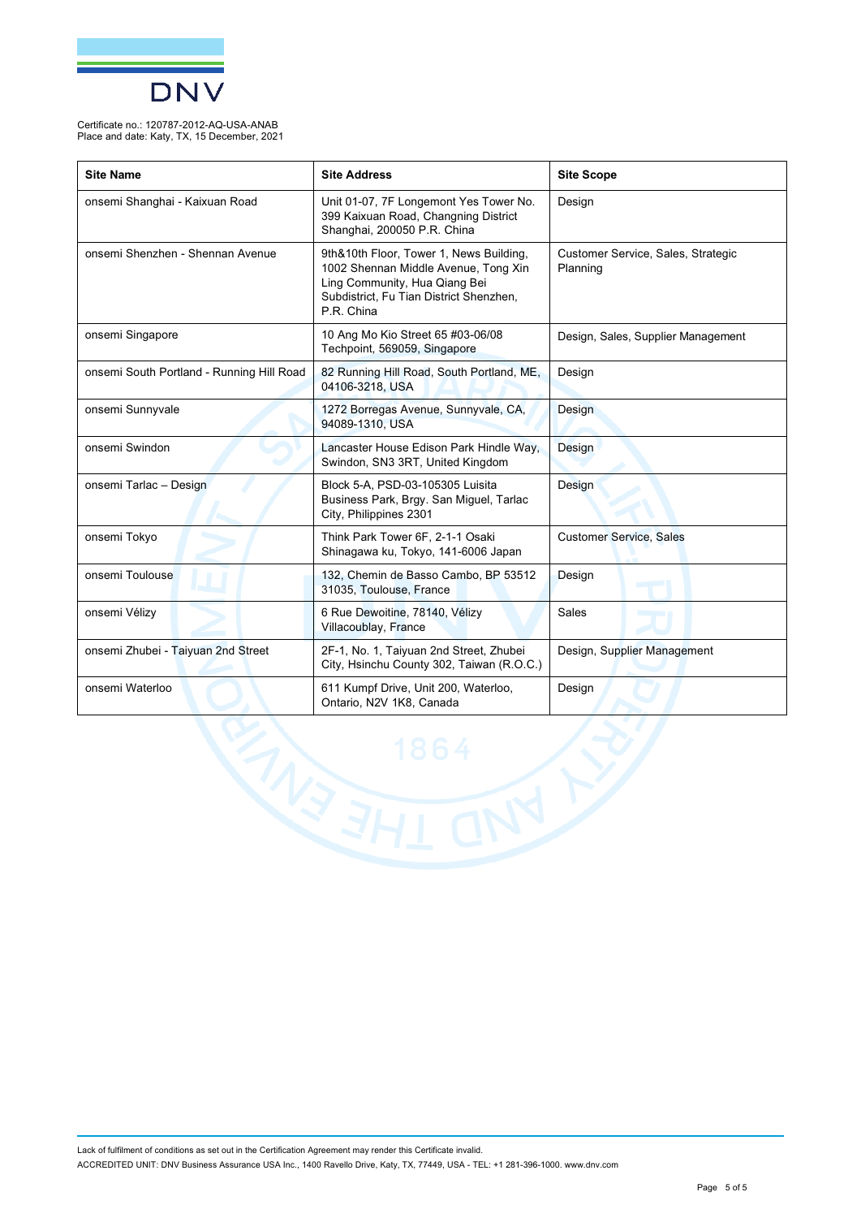Certificate no.: 120787-2012-AQ-USA-ANAB
Place and date: Katy, TX, 15 December, 2021

| Site Name | Site Address | Site Scope |
|---|---|---|
| onsemi Shanghai - Kaixuan Road | Unit 01-07, 7F Longemont Yes Tower No. 399 Kaixuan Road, Changning District Shanghai, 200050 P.R. China | Design |
| onsemi Shenzhen - Shennan Avenue | 9th&10th Floor, Tower 1, News Building, 1002 Shennan Middle Avenue, Tong Xin Ling Community, Hua Qiang Bei Subdistrict, Fu Tian District Shenzhen, P.R. China | Customer Service, Sales, Strategic Planning |
| onsemi Singapore | 10 Ang Mo Kio Street 65 #03-06/08 Techpoint, 569059, Singapore | Design, Sales, Supplier Management |
| onsemi South Portland - Running Hill Road | 82 Running Hill Road, South Portland, ME, 04106-3218, USA | Design |
| onsemi Sunnyvale | 1272 Borregas Avenue, Sunnyvale, CA, 94089-1310, USA | Design |
| onsemi Swindon | Lancaster House Edison Park Hindle Way, Swindon, SN3 3RT, United Kingdom | Design |
| onsemi Tarlac – Design | Block 5-A, PSD-03-105305 Luisita Business Park, Brgy. San Miguel, Tarlac City, Philippines 2301 | Design |
| onsemi Tokyo | Think Park Tower 6F, 2-1-1 Osaki Shinagawa ku, Tokyo, 141-6006 Japan | Customer Service, Sales |
| onsemi Toulouse | 132, Chemin de Basso Cambo, BP 53512 31035, Toulouse, France | Design |
| onsemi Vélizy | 6 Rue Dewoitine, 78140, Vélizy Villacoublay, France | Sales |
| onsemi Zhubei - Taiyuan 2nd Street | 2F-1, No. 1, Taiyuan 2nd Street, Zhubei City, Hsinchu County 302, Taiwan (R.O.C.) | Design, Supplier Management |
| onsemi Waterloo | 611 Kumpf Drive, Unit 200, Waterloo, Ontario, N2V 1K8, Canada | Design |

Lack of fulfilment of conditions as set out in the Certification Agreement may render this Certificate invalid.

ACCREDITED UNIT: DNV Business Assurance USA Inc., 1400 Ravello Drive, Katy, TX, 77449, USA - TEL: +1 281-396-1000. www.dnv.com